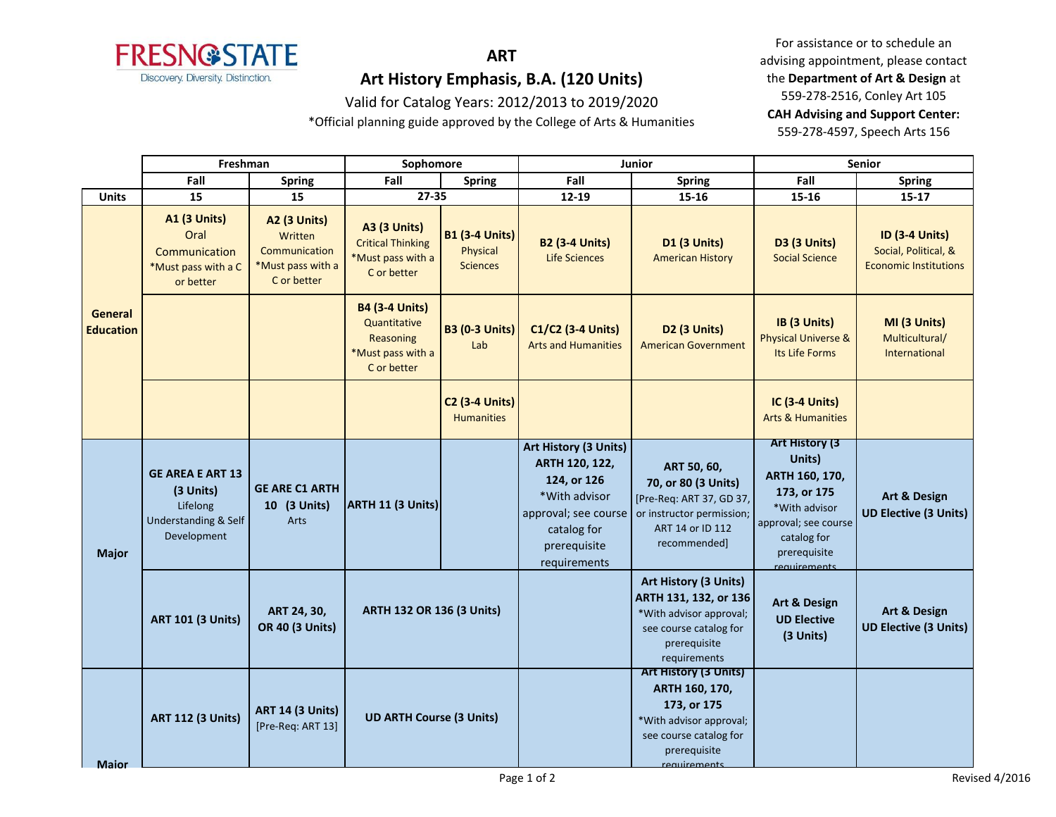# ART

## Art History Emphasis, B.A. (120 Units)

Valid for Catalog Years: 2012/2013 to 2019/2020

*Official planning guide approved by the College of Arts & Humanities

For assistance or to schedule an advising appointment, please contact the **Department of Art & Design** at 559-278-2516, Conley Art 105

**CAH Advising and Support Center:** 559-278-4597, Speech Arts 156

| | Freshman | | Sophomore | | Junior | | Senior | |
|---|---|---|---|---|---|---|---|---|
| | **Fall** | **Spring** | **Fall** | **Spring** | **Fall** | **Spring** | **Fall** | **Spring** |
| **Units** | **15** | **15** | **27-35** | | **12-19** | **15-16** | **15-16** | **15-17** |
| **General Education** | **A1 (3 Units)** Oral Communication *Must pass with a C or better | **A2 (3 Units)** Written Communication *Must pass with a C or better | **A3 (3 Units)** Critical Thinking *Must pass with a C or better | **B1 (3-4 Units)** Physical Sciences | **B2 (3-4 Units)** Life Sciences | **D1 (3 Units)** American History | **D3 (3 Units)** Social Science | **ID (3-4 Units)** Social, Political, & Economic Institutions |
| | | | **B4 (3-4 Units)** Quantitative Reasoning *Must pass with a C or better | **B3 (0-3 Units)** Lab | **C1/C2 (3-4 Units)** Arts and Humanities | **D2 (3 Units)** American Government | **IB (3 Units)** Physical Universe & Its Life Forms | **MI (3 Units)** Multicultural/ International |
| | | | | **C2 (3-4 Units)** Humanities | | | **IC (3-4 Units)** Arts & Humanities | |
| **Major** | **GE AREA E ART 13 (3 Units)** Lifelong Understanding & Self Development | **GE ARE C1 ARTH 10 (3 Units)** Arts | **ARTH 11 (3 Units)** | | **Art History (3 Units) ARTH 120, 122, 124, or 126** *With advisor approval; see course catalog for prerequisite requirements | **ART 50, 60, 70, or 80 (3 Units)** [Pre-Req: ART 37, GD 37, or instructor permission; ART 14 or ID 112 recommended] | **Art History (3 Units) ARTH 160, 170, 173, or 175** *With advisor approval; see course catalog for prerequisite requirements | **Art & Design UD Elective (3 Units)** |
| | **ART 101 (3 Units)** | **ART 24, 30, OR 40 (3 Units)** | **ARTH 132 OR 136 (3 Units)** | | | **Art History (3 Units) ARTH 131, 132, or 136** *With advisor approval; see course catalog for prerequisite requirements | **Art & Design UD Elective (3 Units)** | **Art & Design UD Elective (3 Units)** |
| **Major** | **ART 112 (3 Units)** | **ART 14 (3 Units)** [Pre-Req: ART 13] | **UD ARTH Course (3 Units)** | | | **Art History (3 Units) ARTH 160, 170, 173, or 175** *With advisor approval; see course catalog for prerequisite requirements | | |

Revised 4/2016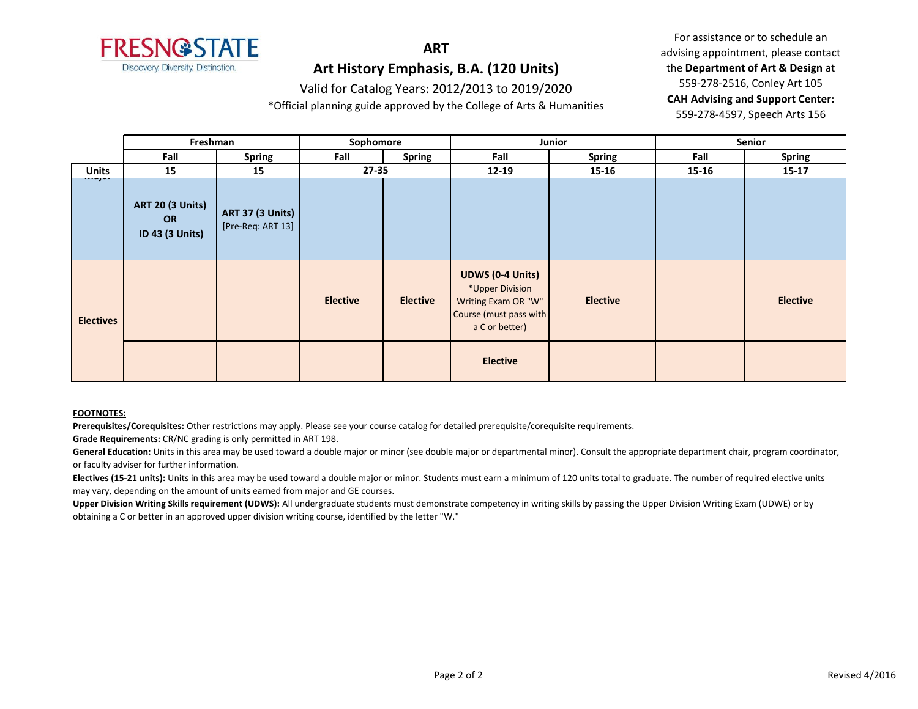# ART

## Art History Emphasis, B.A. (120 Units)

Valid for Catalog Years: 2012/2013 to 2019/2020

*Official planning guide approved by the College of Arts & Humanities

For assistance or to schedule an advising appointment, please contact the **Department of Art & Design** at 559-278-2516, Conley Art 105
**CAH Advising and Support Center:** 559-278-4597, Speech Arts 156

| | Freshman | | Sophomore | | Junior | | Senior | |
|---|---|---|---|---|---|---|---|---|
| | **Fall** | **Spring** | **Fall** | **Spring** | **Fall** | **Spring** | **Fall** | **Spring** |
| **Units** | **15** | **15** | **27-35** | | **12-19** | **15-16** | **15-16** | **15-17** |
| **Major** | **ART 20 (3 Units) OR ID 43 (3 Units)** | **ART 37 (3 Units)** [Pre-Req: ART 13] | | | | | | |
| **Electives** | | | **Elective** | **Elective** | **UDWS (0-4 Units)** *Upper Division Writing Exam OR "W" Course (must pass with a C or better) | **Elective** | | **Elective** |
| | | | | | **Elective** | | | |

**FOOTNOTES:**

**Prerequisites/Corequisites:** Other restrictions may apply. Please see your course catalog for detailed prerequisite/corequisite requirements.

**Grade Requirements:** CR/NC grading is only permitted in ART 198.

**General Education:** Units in this area may be used toward a double major or minor (see double major or departmental minor). Consult the appropriate department chair, program coordinator, or faculty adviser for further information.

**Electives (15-21 units):** Units in this area may be used toward a double major or minor. Students must earn a minimum of 120 units total to graduate. The number of required elective units may vary, depending on the amount of units earned from major and GE courses.

**Upper Division Writing Skills requirement (UDWS):** All undergraduate students must demonstrate competency in writing skills by passing the Upper Division Writing Exam (UDWE) or by obtaining a C or better in an approved upper division writing course, identified by the letter "W."

Revised 4/2016